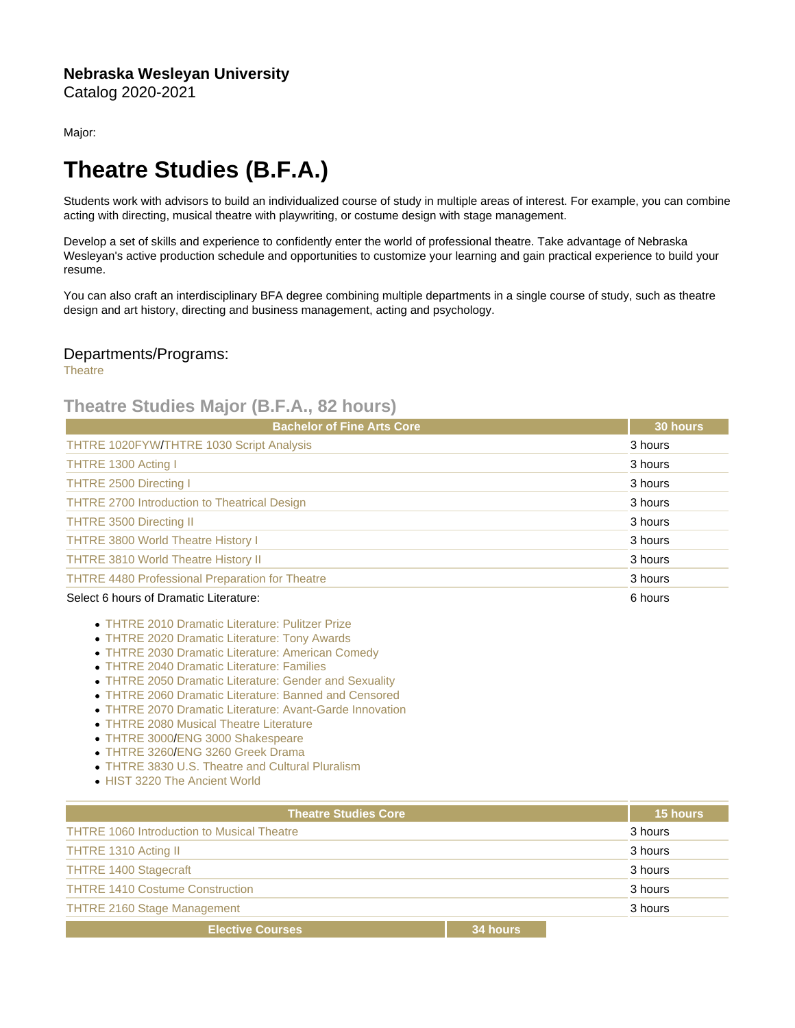**Nebraska Wesleyan University**
Catalog 2020-2021

Major:

# Theatre Studies (B.F.A.)

Students work with advisors to build an individualized course of study in multiple areas of interest. For example, you can combine acting with directing, musical theatre with playwriting, or costume design with stage management.

Develop a set of skills and experience to confidently enter the world of professional theatre. Take advantage of Nebraska Wesleyan's active production schedule and opportunities to customize your learning and gain practical experience to build your resume.

You can also craft an interdisciplinary BFA degree combining multiple departments in a single course of study, such as theatre design and art history, directing and business management, acting and psychology.

## Departments/Programs:

Theatre

## Theatre Studies Major (B.F.A., 82 hours)

| Bachelor of Fine Arts Core | 30 hours |
|---|---|
| THTRE 1020FYW/THTRE 1030 Script Analysis | 3 hours |
| THTRE 1300 Acting I | 3 hours |
| THTRE 2500 Directing I | 3 hours |
| THTRE 2700 Introduction to Theatrical Design | 3 hours |
| THTRE 3500 Directing II | 3 hours |
| THTRE 3800 World Theatre History I | 3 hours |
| THTRE 3810 World Theatre History II | 3 hours |
| THTRE 4480 Professional Preparation for Theatre | 3 hours |
| Select 6 hours of Dramatic Literature: | 6 hours |

- THTRE 2010 Dramatic Literature: Pulitzer Prize
- THTRE 2020 Dramatic Literature: Tony Awards
- THTRE 2030 Dramatic Literature: American Comedy
- THTRE 2040 Dramatic Literature: Families
- THTRE 2050 Dramatic Literature: Gender and Sexuality
- THTRE 2060 Dramatic Literature: Banned and Censored
- THTRE 2070 Dramatic Literature: Avant-Garde Innovation
- THTRE 2080 Musical Theatre Literature
- THTRE 3000/ENG 3000 Shakespeare
- THTRE 3260/ENG 3260 Greek Drama
- THTRE 3830 U.S. Theatre and Cultural Pluralism
- HIST 3220 The Ancient World

| Theatre Studies Core | 15 hours |
|---|---|
| THTRE 1060 Introduction to Musical Theatre | 3 hours |
| THTRE 1310 Acting II | 3 hours |
| THTRE 1400 Stagecraft | 3 hours |
| THTRE 1410 Costume Construction | 3 hours |
| THTRE 2160 Stage Management | 3 hours |

| Elective Courses | 34 hours |
|---|---|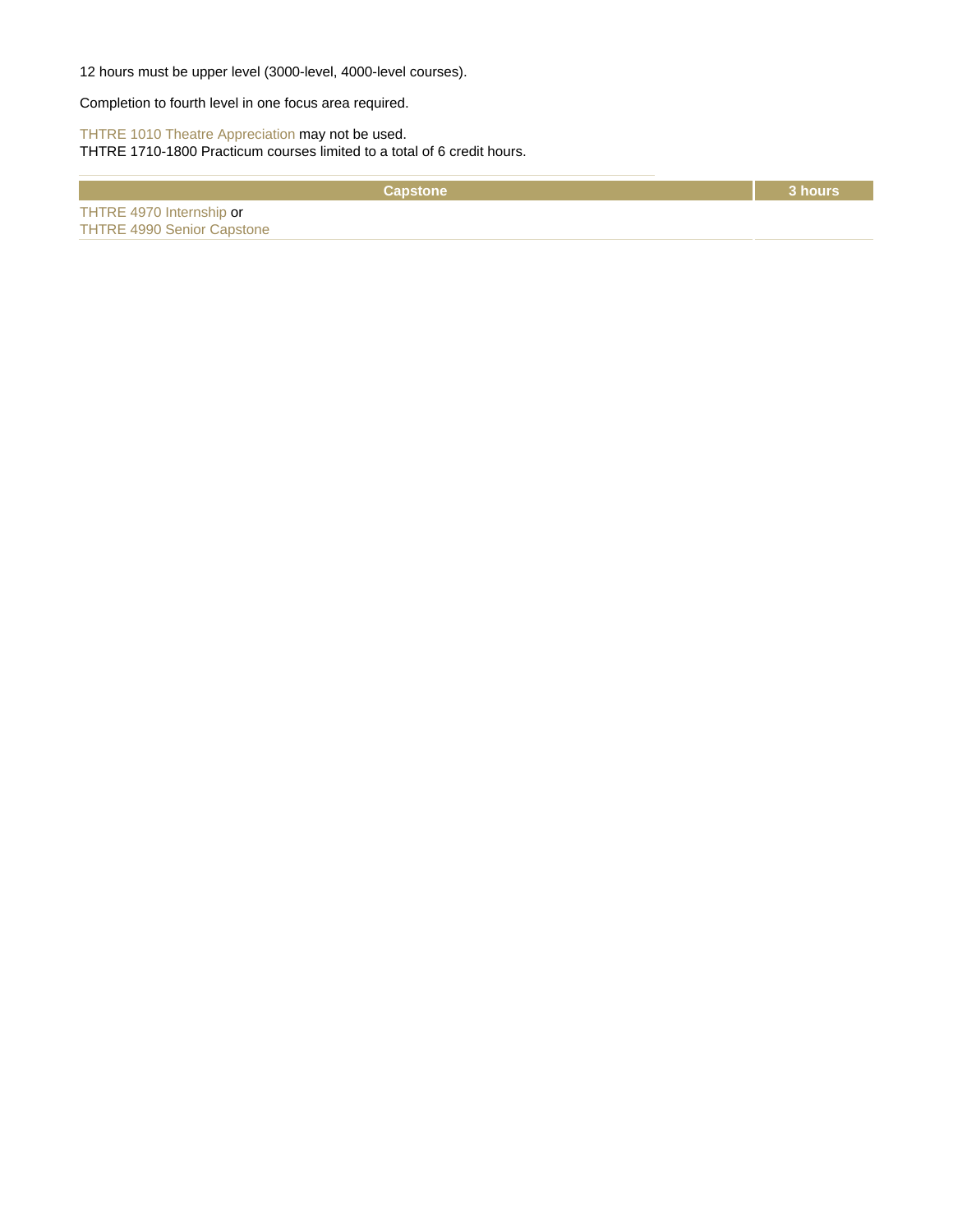12 hours must be upper level (3000-level, 4000-level courses).

Completion to fourth level in one focus area required.

THTRE 1010 Theatre Appreciation may not be used.
THTRE 1710-1800 Practicum courses limited to a total of 6 credit hours.

| Capstone | 3 hours |
| --- | --- |
| THTRE 4970 Internship or<br>THTRE 4990 Senior Capstone | |